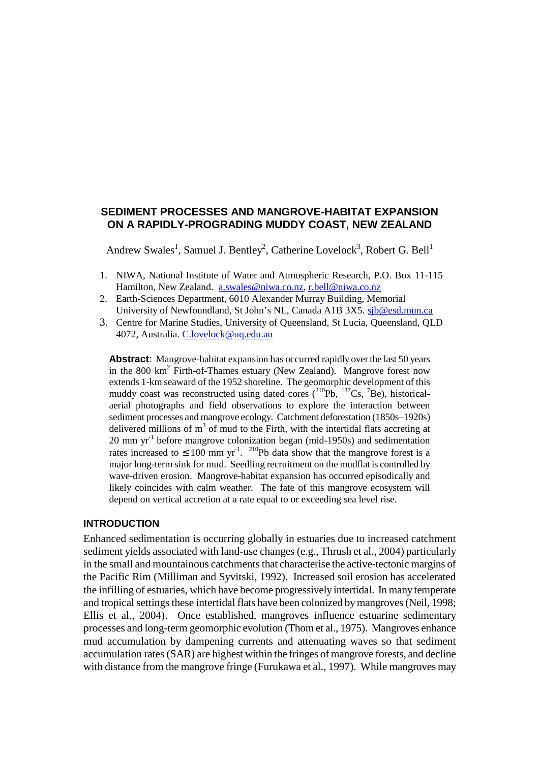# SEDIMENT PROCESSES AND MANGROVE-HABITAT EXPANSION ON A RAPIDLY-PROGRADING MUDDY COAST, NEW ZEALAND

Andrew Swales[1], Samuel J. Bentley[2], Catherine Lovelock[3], Robert G. Bell[1]

1. NIWA, National Institute of Water and Atmospheric Research, P.O. Box 11-115 Hamilton, New Zealand. a.swales@niwa.co.nz, r.bell@niwa.co.nz
2. Earth-Sciences Department, 6010 Alexander Murray Building, Memorial University of Newfoundland, St John's NL, Canada A1B 3X5. sjb@esd.mun.ca
3. Centre for Marine Studies, University of Queensland, St Lucia, Queensland, QLD 4072, Australia. C.lovelock@uq.edu.au

**Abstract**: Mangrove-habitat expansion has occurred rapidly over the last 50 years in the 800 km$^2$ Firth-of-Thames estuary (New Zealand). Mangrove forest now extends 1-km seaward of the 1952 shoreline. The geomorphic development of this muddy coast was reconstructed using dated cores ($^{210}$Pb, $^{137}$Cs, $^{7}$Be), historical-aerial photographs and field observations to explore the interaction between sediment processes and mangrove ecology. Catchment deforestation (1850s–1920s) delivered millions of m$^3$ of mud to the Firth, with the intertidal flats accreting at 20 mm yr$^{-1}$ before mangrove colonization began (mid-1950s) and sedimentation rates increased to $\leq$100 mm yr$^{-1}$. $^{210}$Pb data show that the mangrove forest is a major long-term sink for mud. Seedling recruitment on the mudflat is controlled by wave-driven erosion. Mangrove-habitat expansion has occurred episodically and likely coincides with calm weather. The fate of this mangrove ecosystem will depend on vertical accretion at a rate equal to or exceeding sea level rise.

## INTRODUCTION

Enhanced sedimentation is occurring globally in estuaries due to increased catchment sediment yields associated with land-use changes (e.g., Thrush et al., 2004) particularly in the small and mountainous catchments that characterise the active-tectonic margins of the Pacific Rim (Milliman and Syvitski, 1992). Increased soil erosion has accelerated the infilling of estuaries, which have become progressively intertidal. In many temperate and tropical settings these intertidal flats have been colonized by mangroves (Neil, 1998; Ellis et al., 2004). Once established, mangroves influence estuarine sedimentary processes and long-term geomorphic evolution (Thom et al., 1975). Mangroves enhance mud accumulation by dampening currents and attenuating waves so that sediment accumulation rates (SAR) are highest within the fringes of mangrove forests, and decline with distance from the mangrove fringe (Furukawa et al., 1997). While mangroves may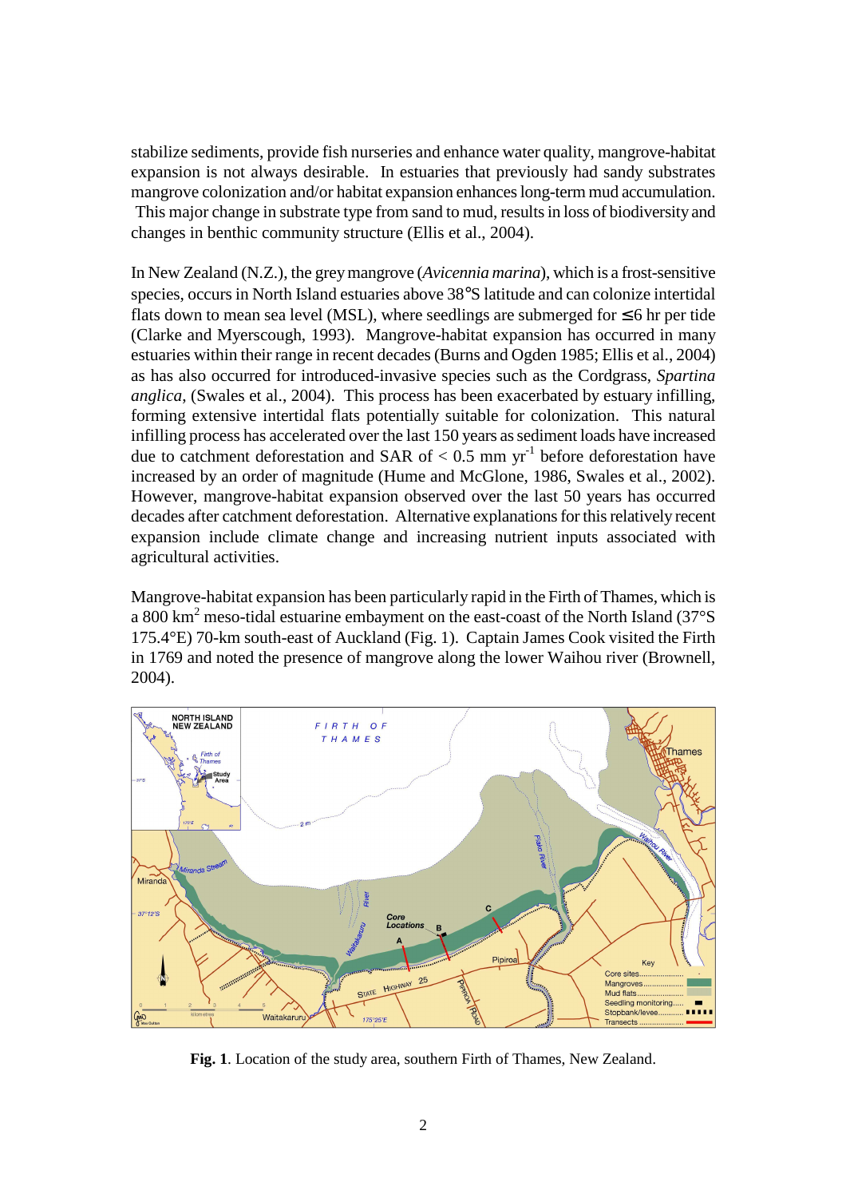stabilize sediments, provide fish nurseries and enhance water quality, mangrove-habitat expansion is not always desirable. In estuaries that previously had sandy substrates mangrove colonization and/or habitat expansion enhances long-term mud accumulation. This major change in substrate type from sand to mud, results in loss of biodiversity and changes in benthic community structure (Ellis et al., 2004).

In New Zealand (N.Z.), the grey mangrove (*Avicennia marina*), which is a frost-sensitive species, occurs in North Island estuaries above 38°S latitude and can colonize intertidal flats down to mean sea level (MSL), where seedlings are submerged for ≤6 hr per tide (Clarke and Myerscough, 1993). Mangrove-habitat expansion has occurred in many estuaries within their range in recent decades (Burns and Ogden 1985; Ellis et al., 2004) as has also occurred for introduced-invasive species such as the Cordgrass, *Spartina anglica*, (Swales et al., 2004). This process has been exacerbated by estuary infilling, forming extensive intertidal flats potentially suitable for colonization. This natural infilling process has accelerated over the last 150 years as sediment loads have increased due to catchment deforestation and SAR of < 0.5 mm $yr^{-1}$ before deforestation have increased by an order of magnitude (Hume and McGlone, 1986, Swales et al., 2002). However, mangrove-habitat expansion observed over the last 50 years has occurred decades after catchment deforestation. Alternative explanations for this relatively recent expansion include climate change and increasing nutrient inputs associated with agricultural activities.

Mangrove-habitat expansion has been particularly rapid in the Firth of Thames, which is a 800 $km^2$ meso-tidal estuarine embayment on the east-coast of the North Island (37°S 175.4°E) 70-km south-east of Auckland (Fig. 1). Captain James Cook visited the Firth in 1769 and noted the presence of mangrove along the lower Waihou river (Brownell, 2004).

**Fig. 1**. Location of the study area, southern Firth of Thames, New Zealand.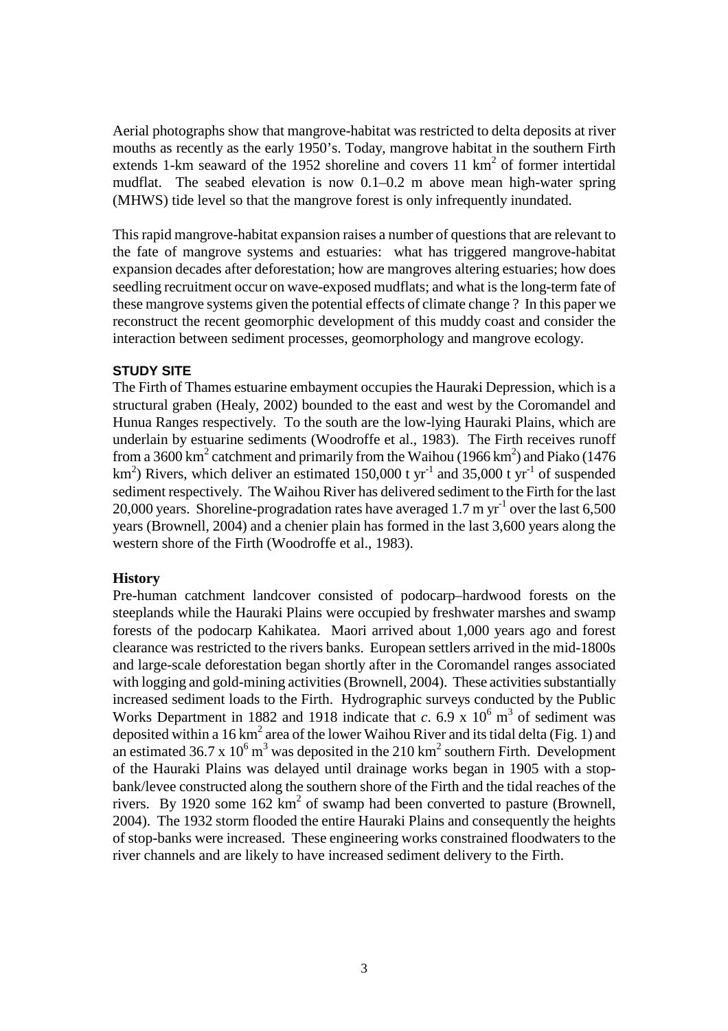Aerial photographs show that mangrove-habitat was restricted to delta deposits at river mouths as recently as the early 1950's. Today, mangrove habitat in the southern Firth extends 1-km seaward of the 1952 shoreline and covers 11 $km^2$ of former intertidal mudflat. The seabed elevation is now 0.1–0.2 m above mean high-water spring (MHWS) tide level so that the mangrove forest is only infrequently inundated.

This rapid mangrove-habitat expansion raises a number of questions that are relevant to the fate of mangrove systems and estuaries: what has triggered mangrove-habitat expansion decades after deforestation; how are mangroves altering estuaries; how does seedling recruitment occur on wave-exposed mudflats; and what is the long-term fate of these mangrove systems given the potential effects of climate change ? In this paper we reconstruct the recent geomorphic development of this muddy coast and consider the interaction between sediment processes, geomorphology and mangrove ecology.

## STUDY SITE

The Firth of Thames estuarine embayment occupies the Hauraki Depression, which is a structural graben (Healy, 2002) bounded to the east and west by the Coromandel and Hunua Ranges respectively. To the south are the low-lying Hauraki Plains, which are underlain by estuarine sediments (Woodroffe et al., 1983). The Firth receives runoff from a 3600 $km^2$ catchment and primarily from the Waihou (1966 $km^2$) and Piako (1476 $km^2$) Rivers, which deliver an estimated 150,000 t $yr^{-1}$ and 35,000 t $yr^{-1}$ of suspended sediment respectively. The Waihou River has delivered sediment to the Firth for the last 20,000 years. Shoreline-progradation rates have averaged 1.7 m $yr^{-1}$ over the last 6,500 years (Brownell, 2004) and a chenier plain has formed in the last 3,600 years along the western shore of the Firth (Woodroffe et al., 1983).

### History

Pre-human catchment landcover consisted of podocarp–hardwood forests on the steeplands while the Hauraki Plains were occupied by freshwater marshes and swamp forests of the podocarp Kahikatea. Maori arrived about 1,000 years ago and forest clearance was restricted to the rivers banks. European settlers arrived in the mid-1800s and large-scale deforestation began shortly after in the Coromandel ranges associated with logging and gold-mining activities (Brownell, 2004). These activities substantially increased sediment loads to the Firth. Hydrographic surveys conducted by the Public Works Department in 1882 and 1918 indicate that *c*. $6.9 \times 10^6$ $m^3$ of sediment was deposited within a 16 $km^2$ area of the lower Waihou River and its tidal delta (Fig. 1) and an estimated $36.7 \times 10^6$ $m^3$ was deposited in the 210 $km^2$ southern Firth. Development of the Hauraki Plains was delayed until drainage works began in 1905 with a stop-bank/levee constructed along the southern shore of the Firth and the tidal reaches of the rivers. By 1920 some 162 $km^2$ of swamp had been converted to pasture (Brownell, 2004). The 1932 storm flooded the entire Hauraki Plains and consequently the heights of stop-banks were increased. These engineering works constrained floodwaters to the river channels and are likely to have increased sediment delivery to the Firth.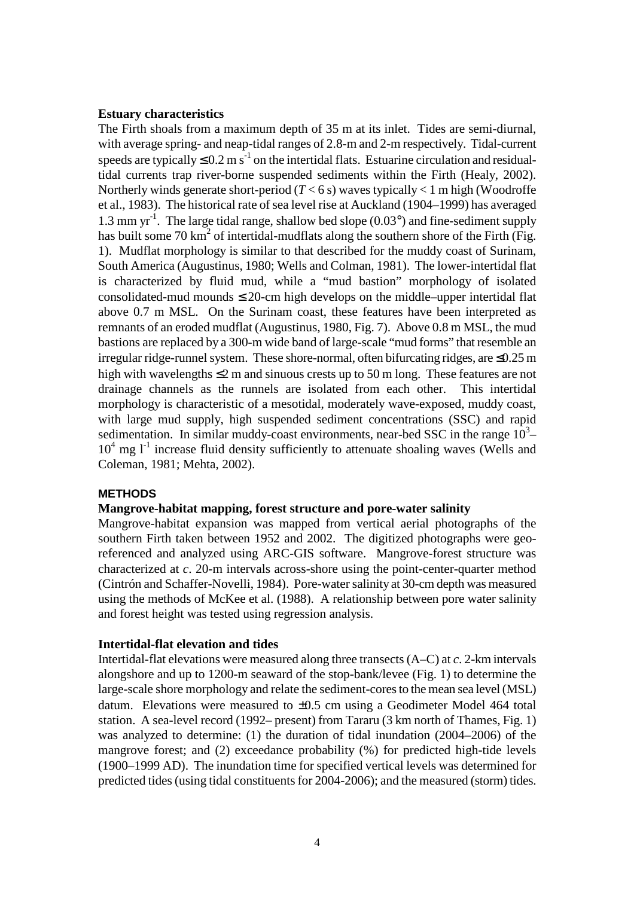**Estuary characteristics**

The Firth shoals from a maximum depth of 35 m at its inlet. Tides are semi-diurnal, with average spring- and neap-tidal ranges of 2.8-m and 2-m respectively. Tidal-current speeds are typically $\leq 0.2$ m s$^{-1}$ on the intertidal flats. Estuarine circulation and residual-tidal currents trap river-borne suspended sediments within the Firth (Healy, 2002). Northerly winds generate short-period ($T < 6$ s) waves typically < 1 m high (Woodroffe et al., 1983). The historical rate of sea level rise at Auckland (1904–1999) has averaged 1.3 mm yr$^{-1}$. The large tidal range, shallow bed slope (0.03°) and fine-sediment supply has built some 70 km$^2$ of intertidal-mudflats along the southern shore of the Firth (Fig. 1). Mudflat morphology is similar to that described for the muddy coast of Surinam, South America (Augustinus, 1980; Wells and Colman, 1981). The lower-intertidal flat is characterized by fluid mud, while a "mud bastion" morphology of isolated consolidated-mud mounds ≤ 20-cm high develops on the middle–upper intertidal flat above 0.7 m MSL. On the Surinam coast, these features have been interpreted as remnants of an eroded mudflat (Augustinus, 1980, Fig. 7). Above 0.8 m MSL, the mud bastions are replaced by a 300-m wide band of large-scale "mud forms" that resemble an irregular ridge-runnel system. These shore-normal, often bifurcating ridges, are ≤0.25 m high with wavelengths ≤2 m and sinuous crests up to 50 m long. These features are not drainage channels as the runnels are isolated from each other. This intertidal morphology is characteristic of a mesotidal, moderately wave-exposed, muddy coast, with large mud supply, high suspended sediment concentrations (SSC) and rapid sedimentation. In similar muddy-coast environments, near-bed SSC in the range $10^3$–$10^4$ mg l$^{-1}$ increase fluid density sufficiently to attenuate shoaling waves (Wells and Coleman, 1981; Mehta, 2002).

## METHODS

**Mangrove-habitat mapping, forest structure and pore-water salinity**

Mangrove-habitat expansion was mapped from vertical aerial photographs of the southern Firth taken between 1952 and 2002. The digitized photographs were geo-referenced and analyzed using ARC-GIS software. Mangrove-forest structure was characterized at *c*. 20-m intervals across-shore using the point-center-quarter method (Cintrón and Schaffer-Novelli, 1984). Pore-water salinity at 30-cm depth was measured using the methods of McKee et al. (1988). A relationship between pore water salinity and forest height was tested using regression analysis.

**Intertidal-flat elevation and tides**

Intertidal-flat elevations were measured along three transects (A–C) at *c*. 2-km intervals alongshore and up to 1200-m seaward of the stop-bank/levee (Fig. 1) to determine the large-scale shore morphology and relate the sediment-cores to the mean sea level (MSL) datum. Elevations were measured to ±0.5 cm using a Geodimeter Model 464 total station. A sea-level record (1992– present) from Tararu (3 km north of Thames, Fig. 1) was analyzed to determine: (1) the duration of tidal inundation (2004–2006) of the mangrove forest; and (2) exceedance probability (%) for predicted high-tide levels (1900–1999 AD). The inundation time for specified vertical levels was determined for predicted tides (using tidal constituents for 2004-2006); and the measured (storm) tides.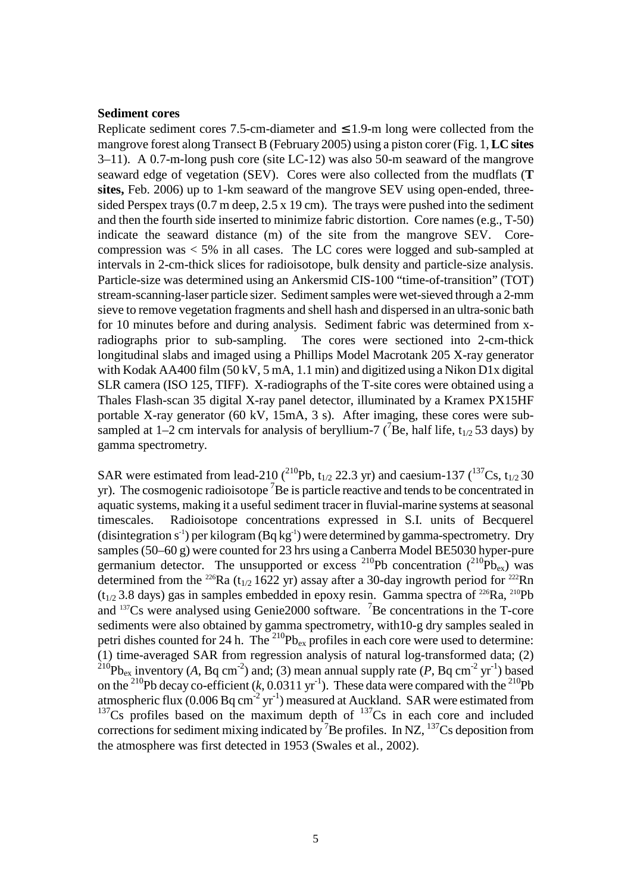**Sediment cores**

Replicate sediment cores 7.5-cm-diameter and ≤ 1.9-m long were collected from the mangrove forest along Transect B (February 2005) using a piston corer (Fig. 1, **LC sites** 3–11). A 0.7-m-long push core (site LC-12) was also 50-m seaward of the mangrove seaward edge of vegetation (SEV). Cores were also collected from the mudflats (**T sites,** Feb. 2006) up to 1-km seaward of the mangrove SEV using open-ended, three-sided Perspex trays (0.7 m deep, 2.5 x 19 cm). The trays were pushed into the sediment and then the fourth side inserted to minimize fabric distortion. Core names (e.g., T-50) indicate the seaward distance (m) of the site from the mangrove SEV. Core-compression was < 5% in all cases. The LC cores were logged and sub-sampled at intervals in 2-cm-thick slices for radioisotope, bulk density and particle-size analysis. Particle-size was determined using an Ankersmid CIS-100 "time-of-transition" (TOT) stream-scanning-laser particle sizer. Sediment samples were wet-sieved through a 2-mm sieve to remove vegetation fragments and shell hash and dispersed in an ultra-sonic bath for 10 minutes before and during analysis. Sediment fabric was determined from x-radiographs prior to sub-sampling. The cores were sectioned into 2-cm-thick longitudinal slabs and imaged using a Phillips Model Macrotank 205 X-ray generator with Kodak AA400 film (50 kV, 5 mA, 1.1 min) and digitized using a Nikon D1x digital SLR camera (ISO 125, TIFF). X-radiographs of the T-site cores were obtained using a Thales Flash-scan 35 digital X-ray panel detector, illuminated by a Kramex PX15HF portable X-ray generator (60 kV, 15mA, 3 s). After imaging, these cores were sub-sampled at 1–2 cm intervals for analysis of beryllium-7 ($^{7}$Be, half life, $t_{1/2}$ 53 days) by gamma spectrometry.

SAR were estimated from lead-210 ($^{210}$Pb, $t_{1/2}$ 22.3 yr) and caesium-137 ($^{137}$Cs, $t_{1/2}$ 30 yr). The cosmogenic radioisotope $^{7}$Be is particle reactive and tends to be concentrated in aquatic systems, making it a useful sediment tracer in fluvial-marine systems at seasonal timescales. Radioisotope concentrations expressed in S.I. units of Becquerel (disintegration s$^{-1}$) per kilogram (Bq kg$^{-1}$) were determined by gamma-spectrometry. Dry samples (50–60 g) were counted for 23 hrs using a Canberra Model BE5030 hyper-pure germanium detector. The unsupported or excess $^{210}$Pb concentration ($^{210}Pb_{ex}$) was determined from the $^{226}$Ra ($t_{1/2}$ 1622 yr) assay after a 30-day ingrowth period for $^{222}$Rn ($t_{1/2}$ 3.8 days) gas in samples embedded in epoxy resin. Gamma spectra of $^{226}$Ra, $^{210}$Pb and $^{137}$Cs were analysed using Genie2000 software. $^{7}$Be concentrations in the T-core sediments were also obtained by gamma spectrometry, with10-g dry samples sealed in petri dishes counted for 24 h. The $^{210}Pb_{ex}$ profiles in each core were used to determine: (1) time-averaged SAR from regression analysis of natural log-transformed data; (2) $^{210}Pb_{ex}$ inventory ($A$, Bq cm$^{-2}$) and; (3) mean annual supply rate ($P$, Bq cm$^{-2}$ yr$^{-1}$) based on the $^{210}$Pb decay co-efficient ($k$, 0.0311 yr$^{-1}$). These data were compared with the $^{210}$Pb atmospheric flux (0.006 Bq cm$^{-2}$ yr$^{-1}$) measured at Auckland. SAR were estimated from $^{137}$Cs profiles based on the maximum depth of $^{137}$Cs in each core and included corrections for sediment mixing indicated by $^{7}$Be profiles. In NZ, $^{137}$Cs deposition from the atmosphere was first detected in 1953 (Swales et al., 2002).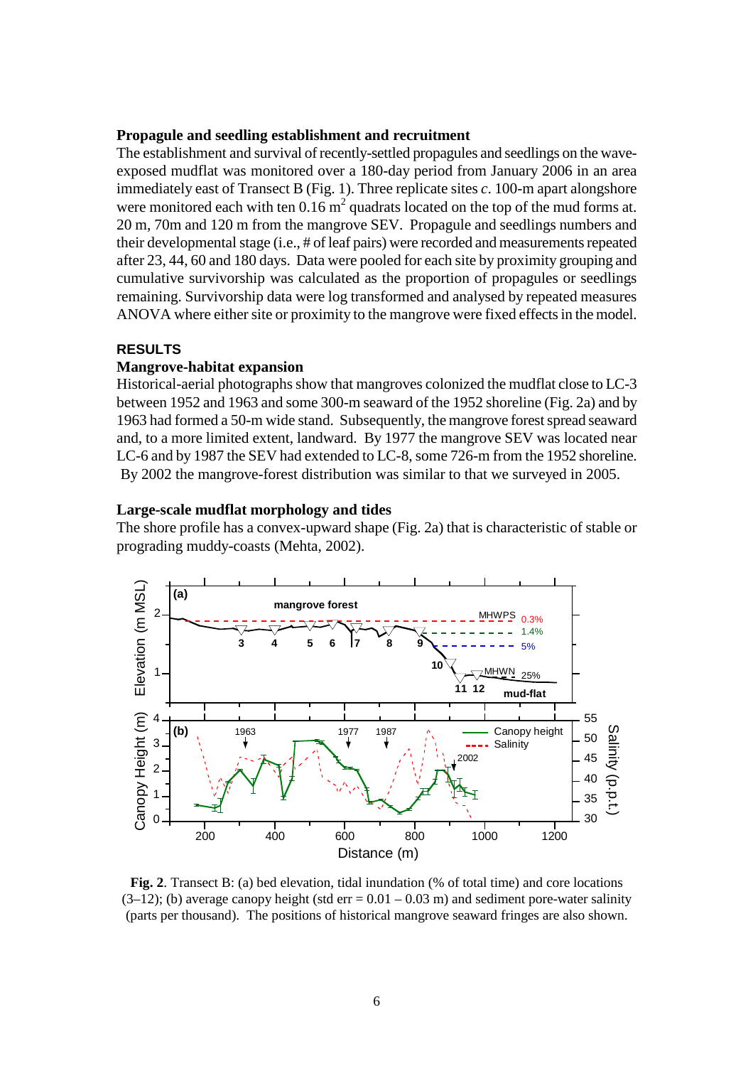### Propagule and seedling establishment and recruitment

The establishment and survival of recently-settled propagules and seedlings on the wave-exposed mudflat was monitored over a 180-day period from January 2006 in an area immediately east of Transect B (Fig. 1). Three replicate sites *c*. 100-m apart alongshore were monitored each with ten 0.16 $m^2$ quadrats located on the top of the mud forms at. 20 m, 70m and 120 m from the mangrove SEV. Propagule and seedlings numbers and their developmental stage (i.e., # of leaf pairs) were recorded and measurements repeated after 23, 44, 60 and 180 days. Data were pooled for each site by proximity grouping and cumulative survivorship was calculated as the proportion of propagules or seedlings remaining. Survivorship data were log transformed and analysed by repeated measures ANOVA where either site or proximity to the mangrove were fixed effects in the model.

## RESULTS

### Mangrove-habitat expansion

Historical-aerial photographs show that mangroves colonized the mudflat close to LC-3 between 1952 and 1963 and some 300-m seaward of the 1952 shoreline (Fig. 2a) and by 1963 had formed a 50-m wide stand. Subsequently, the mangrove forest spread seaward and, to a more limited extent, landward. By 1977 the mangrove SEV was located near LC-6 and by 1987 the SEV had extended to LC-8, some 726-m from the 1952 shoreline. By 2002 the mangrove-forest distribution was similar to that we surveyed in 2005.

### Large-scale mudflat morphology and tides

The shore profile has a convex-upward shape (Fig. 2a) that is characteristic of stable or prograding muddy-coasts (Mehta, 2002).

**Fig. 2**. Transect B: (a) bed elevation, tidal inundation (% of total time) and core locations (3–12); (b) average canopy height (std err = 0.01 – 0.03 m) and sediment pore-water salinity (parts per thousand). The positions of historical mangrove seaward fringes are also shown.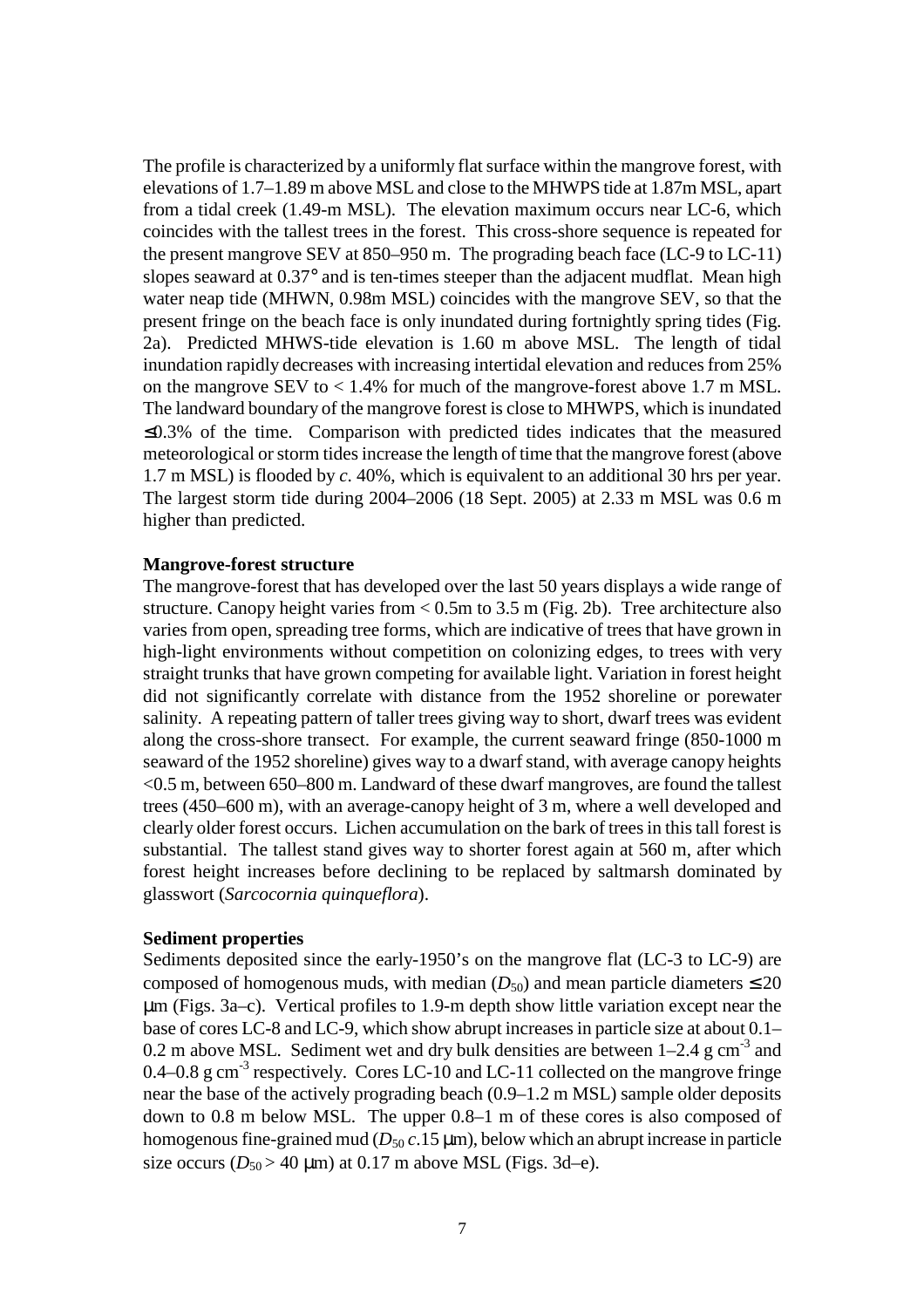The profile is characterized by a uniformly flat surface within the mangrove forest, with elevations of 1.7–1.89 m above MSL and close to the MHWPS tide at 1.87m MSL, apart from a tidal creek (1.49-m MSL). The elevation maximum occurs near LC-6, which coincides with the tallest trees in the forest. This cross-shore sequence is repeated for the present mangrove SEV at 850–950 m. The prograding beach face (LC-9 to LC-11) slopes seaward at 0.37° and is ten-times steeper than the adjacent mudflat. Mean high water neap tide (MHWN, 0.98m MSL) coincides with the mangrove SEV, so that the present fringe on the beach face is only inundated during fortnightly spring tides (Fig. 2a). Predicted MHWS-tide elevation is 1.60 m above MSL. The length of tidal inundation rapidly decreases with increasing intertidal elevation and reduces from 25% on the mangrove SEV to < 1.4% for much of the mangrove-forest above 1.7 m MSL. The landward boundary of the mangrove forest is close to MHWPS, which is inundated ≤0.3% of the time. Comparison with predicted tides indicates that the measured meteorological or storm tides increase the length of time that the mangrove forest (above 1.7 m MSL) is flooded by *c*. 40%, which is equivalent to an additional 30 hrs per year. The largest storm tide during 2004–2006 (18 Sept. 2005) at 2.33 m MSL was 0.6 m higher than predicted.

**Mangrove-forest structure**

The mangrove-forest that has developed over the last 50 years displays a wide range of structure. Canopy height varies from < 0.5m to 3.5 m (Fig. 2b). Tree architecture also varies from open, spreading tree forms, which are indicative of trees that have grown in high-light environments without competition on colonizing edges, to trees with very straight trunks that have grown competing for available light. Variation in forest height did not significantly correlate with distance from the 1952 shoreline or porewater salinity. A repeating pattern of taller trees giving way to short, dwarf trees was evident along the cross-shore transect. For example, the current seaward fringe (850-1000 m seaward of the 1952 shoreline) gives way to a dwarf stand, with average canopy heights <0.5 m, between 650–800 m. Landward of these dwarf mangroves, are found the tallest trees (450–600 m), with an average-canopy height of 3 m, where a well developed and clearly older forest occurs. Lichen accumulation on the bark of trees in this tall forest is substantial. The tallest stand gives way to shorter forest again at 560 m, after which forest height increases before declining to be replaced by saltmarsh dominated by glasswort (*Sarcocornia quinqueflora*).

**Sediment properties**

Sediments deposited since the early-1950's on the mangrove flat (LC-3 to LC-9) are composed of homogenous muds, with median ($D_{50}$) and mean particle diameters ≤ 20 μm (Figs. 3a–c). Vertical profiles to 1.9-m depth show little variation except near the base of cores LC-8 and LC-9, which show abrupt increases in particle size at about 0.1–0.2 m above MSL. Sediment wet and dry bulk densities are between 1–2.4 g cm$^{-3}$ and 0.4–0.8 g cm$^{-3}$ respectively. Cores LC-10 and LC-11 collected on the mangrove fringe near the base of the actively prograding beach (0.9–1.2 m MSL) sample older deposits down to 0.8 m below MSL. The upper 0.8–1 m of these cores is also composed of homogenous fine-grained mud ($D_{50}$ *c*.15 μm), below which an abrupt increase in particle size occurs ($D_{50}$ > 40 μm) at 0.17 m above MSL (Figs. 3d–e).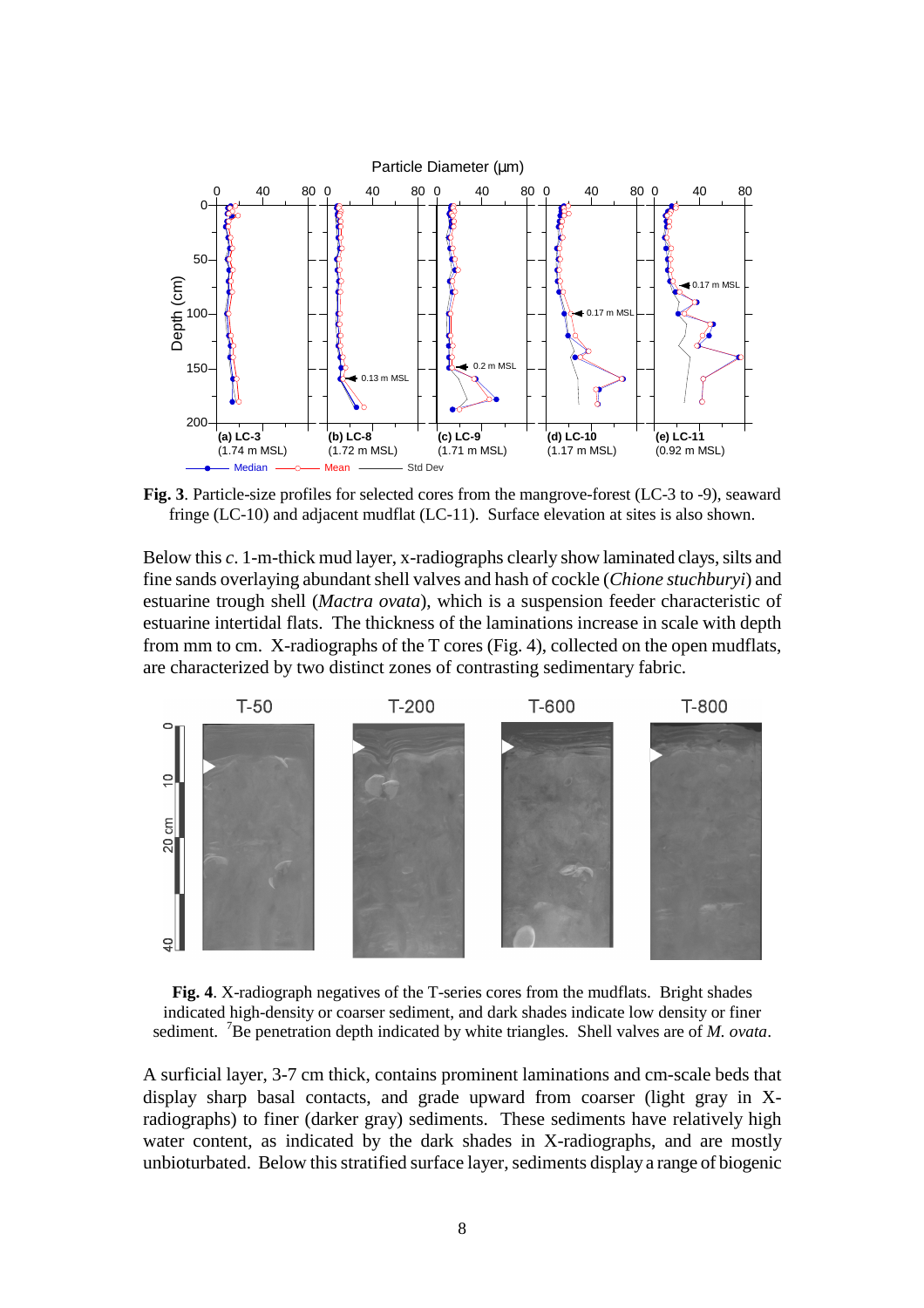**Fig. 3**. Particle-size profiles for selected cores from the mangrove-forest (LC-3 to -9), seaward fringe (LC-10) and adjacent mudflat (LC-11). Surface elevation at sites is also shown.

Below this *c*. 1-m-thick mud layer, x-radiographs clearly show laminated clays, silts and fine sands overlaying abundant shell valves and hash of cockle (*Chione stuchburyi*) and estuarine trough shell (*Mactra ovata*), which is a suspension feeder characteristic of estuarine intertidal flats. The thickness of the laminations increase in scale with depth from mm to cm. X-radiographs of the T cores (Fig. 4), collected on the open mudflats, are characterized by two distinct zones of contrasting sedimentary fabric.

**Fig. 4**. X-radiograph negatives of the T-series cores from the mudflats. Bright shades indicated high-density or coarser sediment, and dark shades indicate low density or finer sediment. $^{7}$Be penetration depth indicated by white triangles. Shell valves are of *M. ovata*.

A surficial layer, 3-7 cm thick, contains prominent laminations and cm-scale beds that display sharp basal contacts, and grade upward from coarser (light gray in X-radiographs) to finer (darker gray) sediments. These sediments have relatively high water content, as indicated by the dark shades in X-radiographs, and are mostly unbioturbated. Below this stratified surface layer, sediments display a range of biogenic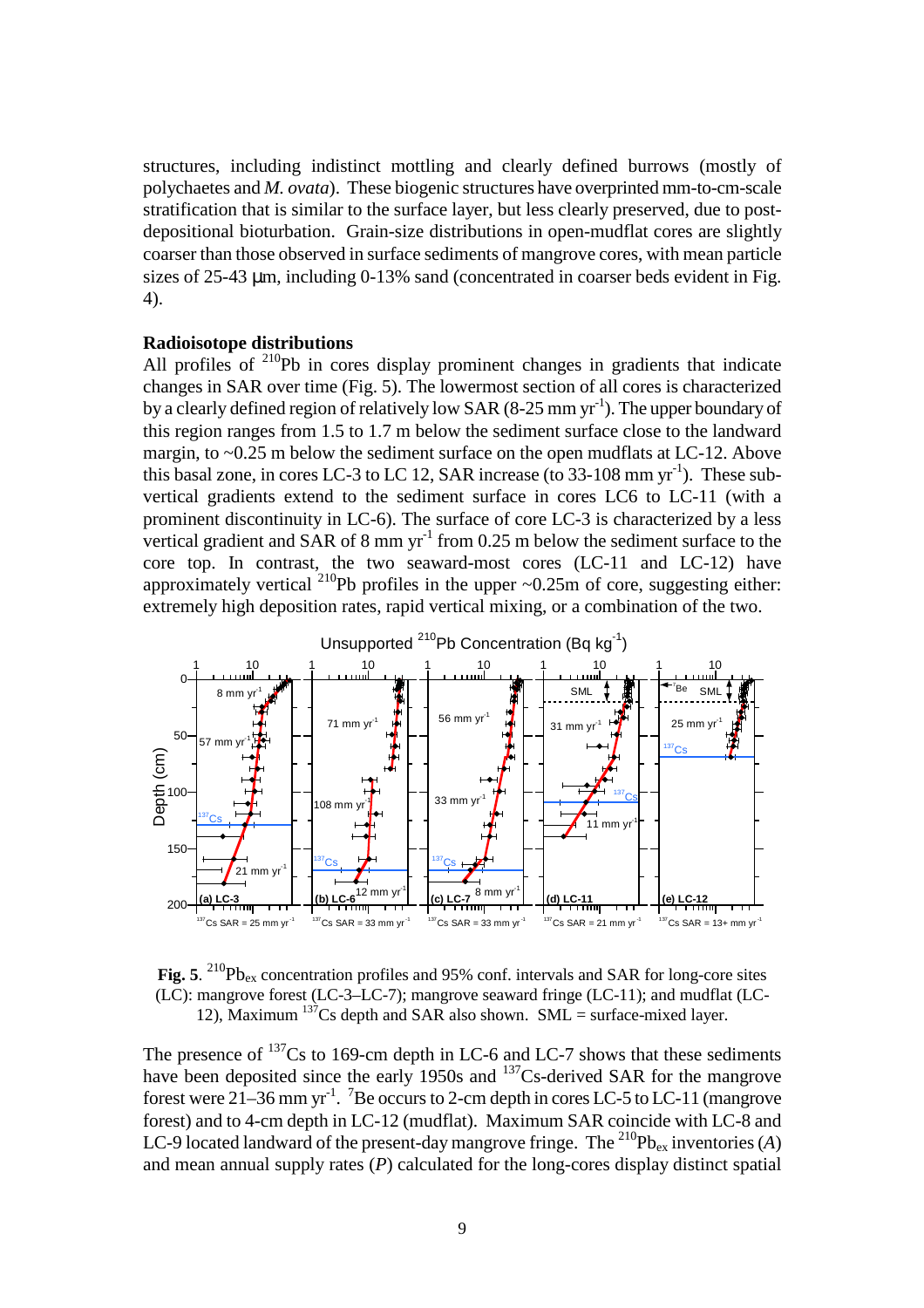structures, including indistinct mottling and clearly defined burrows (mostly of polychaetes and *M. ovata*). These biogenic structures have overprinted mm-to-cm-scale stratification that is similar to the surface layer, but less clearly preserved, due to post-depositional bioturbation. Grain-size distributions in open-mudflat cores are slightly coarser than those observed in surface sediments of mangrove cores, with mean particle sizes of 25-43 μm, including 0-13% sand (concentrated in coarser beds evident in Fig. 4).

**Radioisotope distributions**

All profiles of $^{210}$Pb in cores display prominent changes in gradients that indicate changes in SAR over time (Fig. 5). The lowermost section of all cores is characterized by a clearly defined region of relatively low SAR (8-25 mm yr$^{-1}$). The upper boundary of this region ranges from 1.5 to 1.7 m below the sediment surface close to the landward margin, to ~0.25 m below the sediment surface on the open mudflats at LC-12. Above this basal zone, in cores LC-3 to LC 12, SAR increase (to 33-108 mm yr$^{-1}$). These sub-vertical gradients extend to the sediment surface in cores LC6 to LC-11 (with a prominent discontinuity in LC-6). The surface of core LC-3 is characterized by a less vertical gradient and SAR of 8 mm yr$^{-1}$ from 0.25 m below the sediment surface to the core top. In contrast, the two seaward-most cores (LC-11 and LC-12) have approximately vertical $^{210}$Pb profiles in the upper ~0.25m of core, suggesting either: extremely high deposition rates, rapid vertical mixing, or a combination of the two.

**Fig. 5**. $^{210}$Pb$_{ex}$ concentration profiles and 95% conf. intervals and SAR for long-core sites (LC): mangrove forest (LC-3–LC-7); mangrove seaward fringe (LC-11); and mudflat (LC-12), Maximum $^{137}$Cs depth and SAR also shown. SML = surface-mixed layer.

The presence of $^{137}$Cs to 169-cm depth in LC-6 and LC-7 shows that these sediments have been deposited since the early 1950s and $^{137}$Cs-derived SAR for the mangrove forest were 21–36 mm yr$^{-1}$. $^{7}$Be occurs to 2-cm depth in cores LC-5 to LC-11 (mangrove forest) and to 4-cm depth in LC-12 (mudflat). Maximum SAR coincide with LC-8 and LC-9 located landward of the present-day mangrove fringe. The $^{210}$Pb$_{ex}$ inventories ($A$) and mean annual supply rates ($P$) calculated for the long-cores display distinct spatial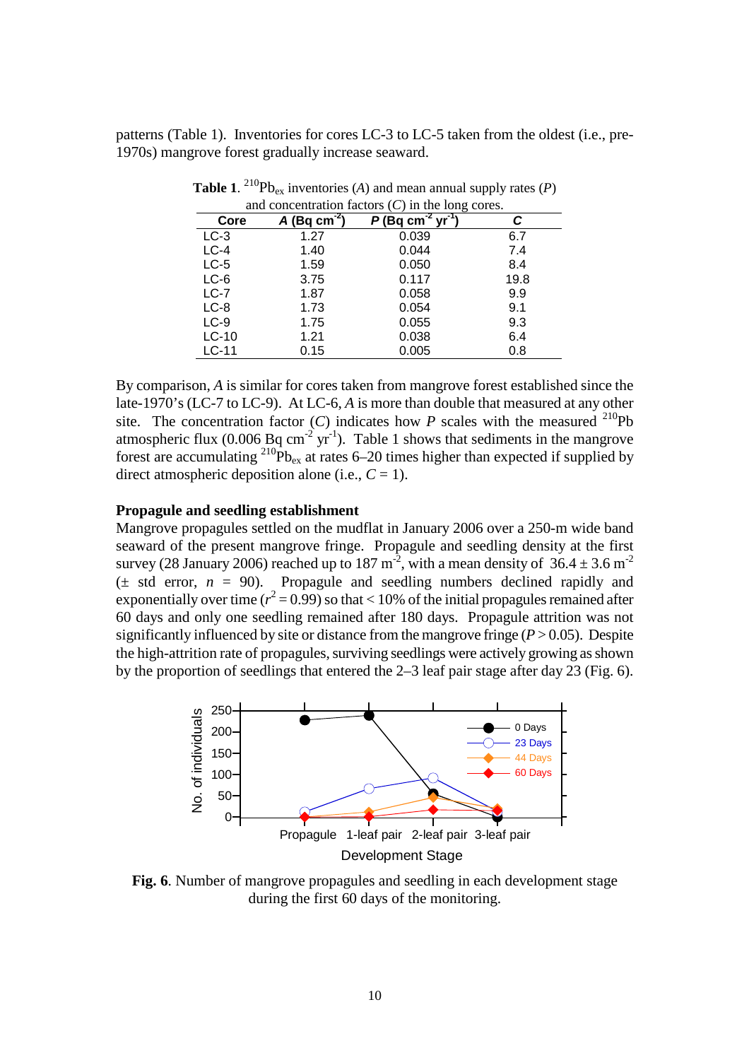patterns (Table 1). Inventories for cores LC-3 to LC-5 taken from the oldest (i.e., pre-1970s) mangrove forest gradually increase seaward.

**Table 1**. $^{210}Pb_{ex}$ inventories ($A$) and mean annual supply rates ($P$) and concentration factors ($C$) in the long cores.

| Core | $A$ (Bq cm$^{-2}$) | $P$ (Bq cm$^{-2}$ yr$^{-1}$) | $C$ |
|---|---|---|---|
| LC-3 | 1.27 | 0.039 | 6.7 |
| LC-4 | 1.40 | 0.044 | 7.4 |
| LC-5 | 1.59 | 0.050 | 8.4 |
| LC-6 | 3.75 | 0.117 | 19.8 |
| LC-7 | 1.87 | 0.058 | 9.9 |
| LC-8 | 1.73 | 0.054 | 9.1 |
| LC-9 | 1.75 | 0.055 | 9.3 |
| LC-10 | 1.21 | 0.038 | 6.4 |
| LC-11 | 0.15 | 0.005 | 0.8 |

By comparison, $A$ is similar for cores taken from mangrove forest established since the late-1970's (LC-7 to LC-9). At LC-6, $A$ is more than double that measured at any other site. The concentration factor ($C$) indicates how $P$ scales with the measured $^{210}Pb$ atmospheric flux (0.006 Bq cm$^{-2}$ yr$^{-1}$). Table 1 shows that sediments in the mangrove forest are accumulating $^{210}Pb_{ex}$ at rates 6–20 times higher than expected if supplied by direct atmospheric deposition alone (i.e., $C = 1$).

**Propagule and seedling establishment**

Mangrove propagules settled on the mudflat in January 2006 over a 250-m wide band seaward of the present mangrove fringe. Propagule and seedling density at the first survey (28 January 2006) reached up to 187 m$^{-2}$, with a mean density of $36.4 \pm 3.6$ m$^{-2}$ ($\pm$ std error, $n = 90$). Propagule and seedling numbers declined rapidly and exponentially over time ($r^2 = 0.99$) so that < 10% of the initial propagules remained after 60 days and only one seedling remained after 180 days. Propagule attrition was not significantly influenced by site or distance from the mangrove fringe ($P > 0.05$). Despite the high-attrition rate of propagules, surviving seedlings were actively growing as shown by the proportion of seedlings that entered the 2–3 leaf pair stage after day 23 (Fig. 6).

**Fig. 6**. Number of mangrove propagules and seedling in each development stage during the first 60 days of the monitoring.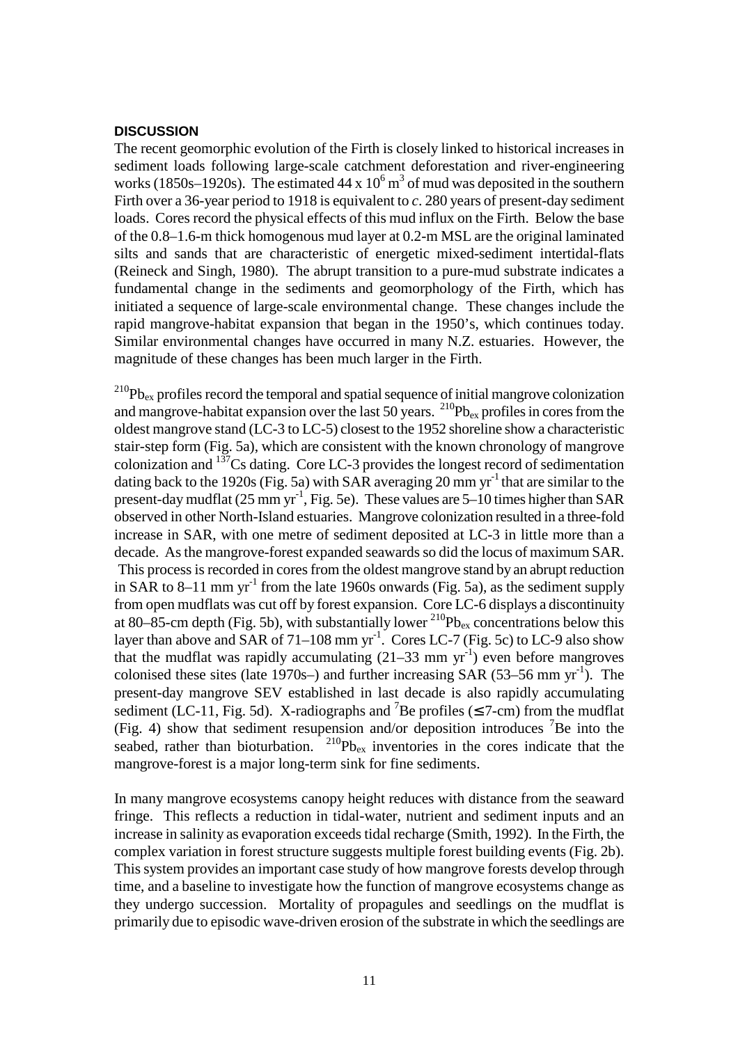### DISCUSSION

The recent geomorphic evolution of the Firth is closely linked to historical increases in sediment loads following large-scale catchment deforestation and river-engineering works (1850s–1920s). The estimated $44 \times 10^6$ m$^3$ of mud was deposited in the southern Firth over a 36-year period to 1918 is equivalent to *c*. 280 years of present-day sediment loads. Cores record the physical effects of this mud influx on the Firth. Below the base of the 0.8–1.6-m thick homogenous mud layer at 0.2-m MSL are the original laminated silts and sands that are characteristic of energetic mixed-sediment intertidal-flats (Reineck and Singh, 1980). The abrupt transition to a pure-mud substrate indicates a fundamental change in the sediments and geomorphology of the Firth, which has initiated a sequence of large-scale environmental change. These changes include the rapid mangrove-habitat expansion that began in the 1950's, which continues today. Similar environmental changes have occurred in many N.Z. estuaries. However, the magnitude of these changes has been much larger in the Firth.

$^{210}Pb_{ex}$ profiles record the temporal and spatial sequence of initial mangrove colonization and mangrove-habitat expansion over the last 50 years. $^{210}Pb_{ex}$ profiles in cores from the oldest mangrove stand (LC-3 to LC-5) closest to the 1952 shoreline show a characteristic stair-step form (Fig. 5a), which are consistent with the known chronology of mangrove colonization and $^{137}Cs$ dating. Core LC-3 provides the longest record of sedimentation dating back to the 1920s (Fig. 5a) with SAR averaging 20 mm yr$^{-1}$ that are similar to the present-day mudflat (25 mm yr$^{-1}$, Fig. 5e). These values are 5–10 times higher than SAR observed in other North-Island estuaries. Mangrove colonization resulted in a three-fold increase in SAR, with one metre of sediment deposited at LC-3 in little more than a decade. As the mangrove-forest expanded seawards so did the locus of maximum SAR. This process is recorded in cores from the oldest mangrove stand by an abrupt reduction in SAR to 8–11 mm yr$^{-1}$ from the late 1960s onwards (Fig. 5a), as the sediment supply from open mudflats was cut off by forest expansion. Core LC-6 displays a discontinuity at 80–85-cm depth (Fig. 5b), with substantially lower $^{210}Pb_{ex}$ concentrations below this layer than above and SAR of 71–108 mm yr$^{-1}$. Cores LC-7 (Fig. 5c) to LC-9 also show that the mudflat was rapidly accumulating (21–33 mm yr$^{-1}$) even before mangroves colonised these sites (late 1970s–) and further increasing SAR (53–56 mm yr$^{-1}$). The present-day mangrove SEV established in last decade is also rapidly accumulating sediment (LC-11, Fig. 5d). X-radiographs and $^{7}Be$ profiles ($\leq$7-cm) from the mudflat (Fig. 4) show that sediment resupension and/or deposition introduces $^{7}Be$ into the seabed, rather than bioturbation. $^{210}Pb_{ex}$ inventories in the cores indicate that the mangrove-forest is a major long-term sink for fine sediments.

In many mangrove ecosystems canopy height reduces with distance from the seaward fringe. This reflects a reduction in tidal-water, nutrient and sediment inputs and an increase in salinity as evaporation exceeds tidal recharge (Smith, 1992). In the Firth, the complex variation in forest structure suggests multiple forest building events (Fig. 2b). This system provides an important case study of how mangrove forests develop through time, and a baseline to investigate how the function of mangrove ecosystems change as they undergo succession. Mortality of propagules and seedlings on the mudflat is primarily due to episodic wave-driven erosion of the substrate in which the seedlings are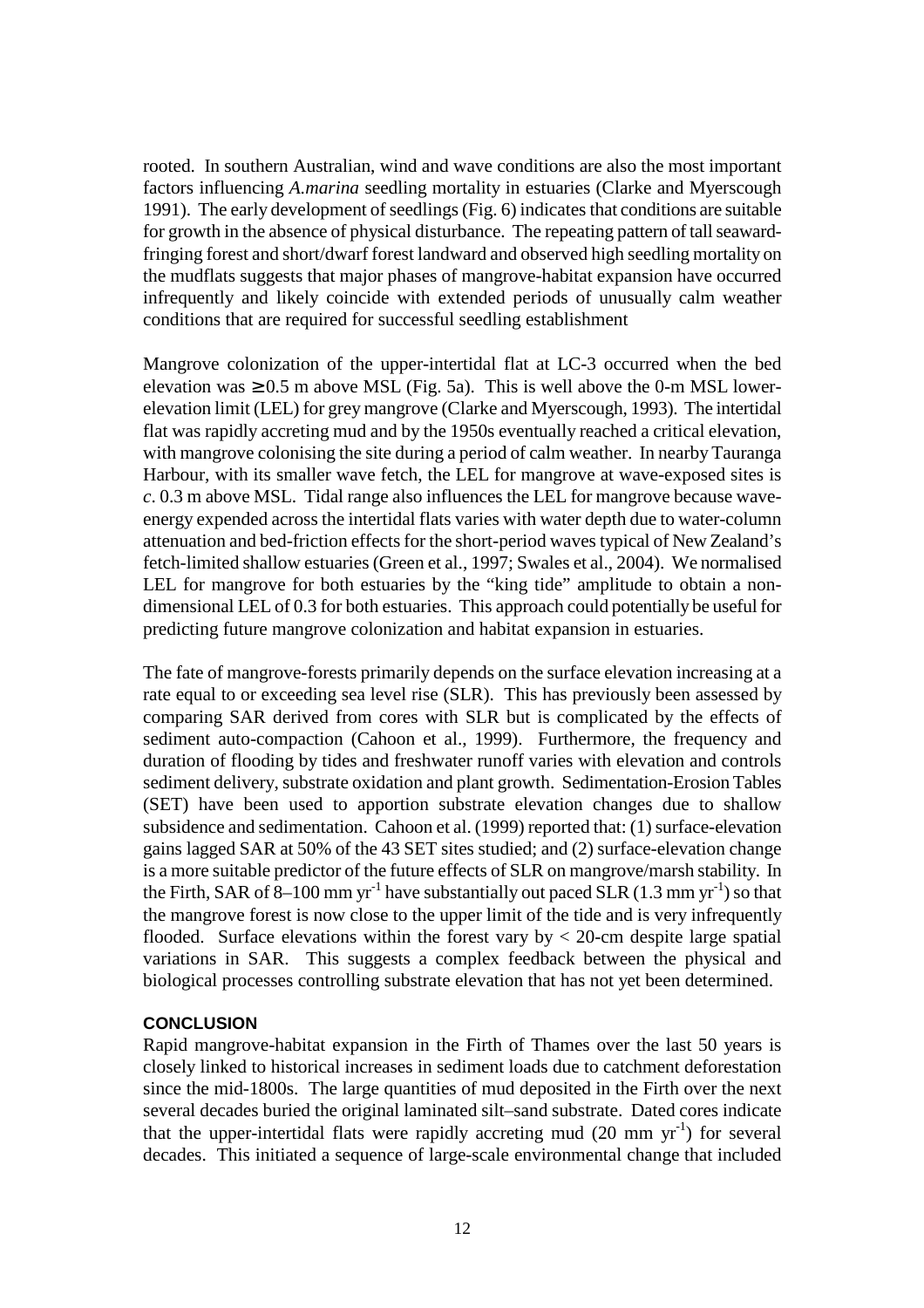rooted. In southern Australian, wind and wave conditions are also the most important factors influencing *A.marina* seedling mortality in estuaries (Clarke and Myerscough 1991). The early development of seedlings (Fig. 6) indicates that conditions are suitable for growth in the absence of physical disturbance. The repeating pattern of tall seaward-fringing forest and short/dwarf forest landward and observed high seedling mortality on the mudflats suggests that major phases of mangrove-habitat expansion have occurred infrequently and likely coincide with extended periods of unusually calm weather conditions that are required for successful seedling establishment

Mangrove colonization of the upper-intertidal flat at LC-3 occurred when the bed elevation was $\geq 0.5$ m above MSL (Fig. 5a). This is well above the 0-m MSL lower-elevation limit (LEL) for grey mangrove (Clarke and Myerscough, 1993). The intertidal flat was rapidly accreting mud and by the 1950s eventually reached a critical elevation, with mangrove colonising the site during a period of calm weather. In nearby Tauranga Harbour, with its smaller wave fetch, the LEL for mangrove at wave-exposed sites is *c*. 0.3 m above MSL. Tidal range also influences the LEL for mangrove because wave-energy expended across the intertidal flats varies with water depth due to water-column attenuation and bed-friction effects for the short-period waves typical of New Zealand's fetch-limited shallow estuaries (Green et al., 1997; Swales et al., 2004). We normalised LEL for mangrove for both estuaries by the "king tide" amplitude to obtain a non-dimensional LEL of 0.3 for both estuaries. This approach could potentially be useful for predicting future mangrove colonization and habitat expansion in estuaries.

The fate of mangrove-forests primarily depends on the surface elevation increasing at a rate equal to or exceeding sea level rise (SLR). This has previously been assessed by comparing SAR derived from cores with SLR but is complicated by the effects of sediment auto-compaction (Cahoon et al., 1999). Furthermore, the frequency and duration of flooding by tides and freshwater runoff varies with elevation and controls sediment delivery, substrate oxidation and plant growth. Sedimentation-Erosion Tables (SET) have been used to apportion substrate elevation changes due to shallow subsidence and sedimentation. Cahoon et al. (1999) reported that: (1) surface-elevation gains lagged SAR at 50% of the 43 SET sites studied; and (2) surface-elevation change is a more suitable predictor of the future effects of SLR on mangrove/marsh stability. In the Firth, SAR of 8–100 mm $yr^{-1}$ have substantially out paced SLR (1.3 mm $yr^{-1}$) so that the mangrove forest is now close to the upper limit of the tide and is very infrequently flooded. Surface elevations within the forest vary by < 20-cm despite large spatial variations in SAR. This suggests a complex feedback between the physical and biological processes controlling substrate elevation that has not yet been determined.

## CONCLUSION

Rapid mangrove-habitat expansion in the Firth of Thames over the last 50 years is closely linked to historical increases in sediment loads due to catchment deforestation since the mid-1800s. The large quantities of mud deposited in the Firth over the next several decades buried the original laminated silt–sand substrate. Dated cores indicate that the upper-intertidal flats were rapidly accreting mud (20 mm $yr^{-1}$) for several decades. This initiated a sequence of large-scale environmental change that included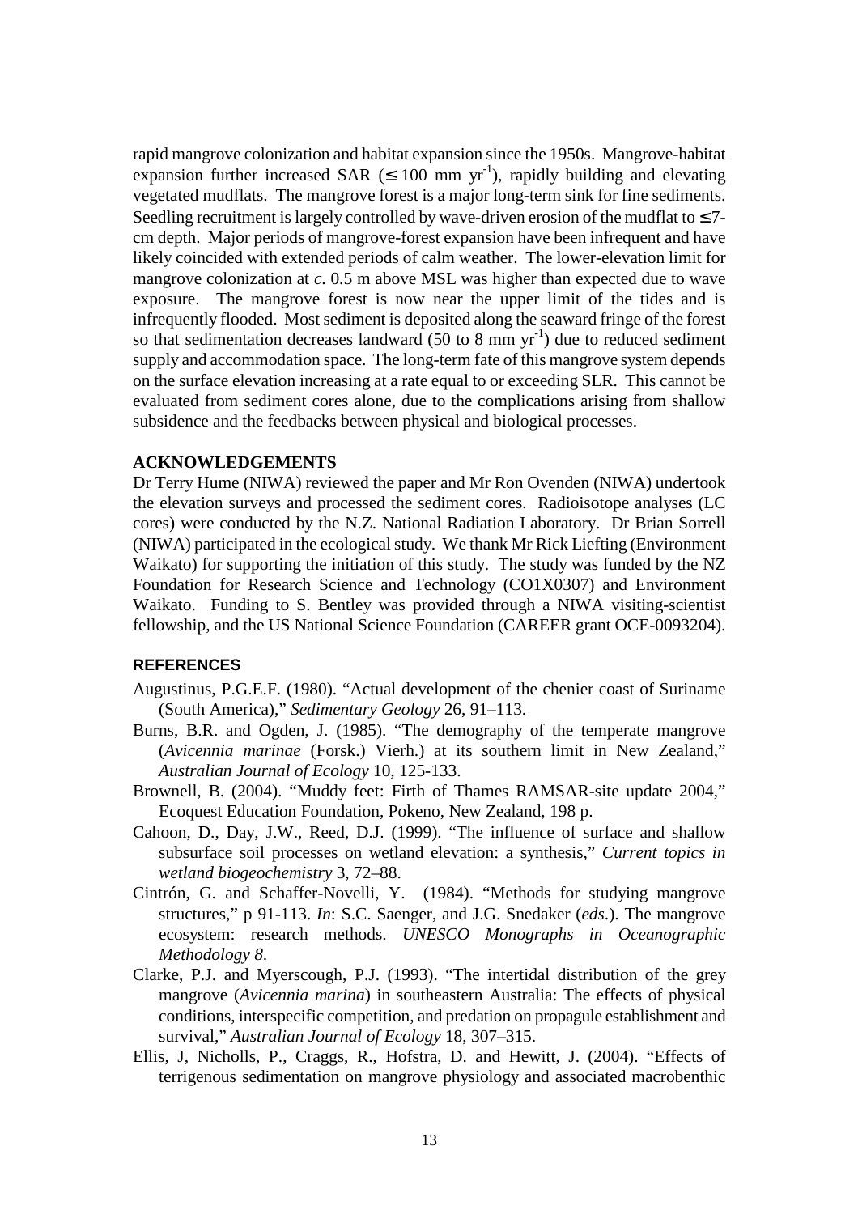rapid mangrove colonization and habitat expansion since the 1950s. Mangrove-habitat expansion further increased SAR ($\leq$ 100 mm $yr^{-1}$), rapidly building and elevating vegetated mudflats. The mangrove forest is a major long-term sink for fine sediments. Seedling recruitment is largely controlled by wave-driven erosion of the mudflat to $\leq$7-cm depth. Major periods of mangrove-forest expansion have been infrequent and have likely coincided with extended periods of calm weather. The lower-elevation limit for mangrove colonization at *c*. 0.5 m above MSL was higher than expected due to wave exposure. The mangrove forest is now near the upper limit of the tides and is infrequently flooded. Most sediment is deposited along the seaward fringe of the forest so that sedimentation decreases landward (50 to 8 mm $yr^{-1}$) due to reduced sediment supply and accommodation space. The long-term fate of this mangrove system depends on the surface elevation increasing at a rate equal to or exceeding SLR. This cannot be evaluated from sediment cores alone, due to the complications arising from shallow subsidence and the feedbacks between physical and biological processes.

## ACKNOWLEDGEMENTS

Dr Terry Hume (NIWA) reviewed the paper and Mr Ron Ovenden (NIWA) undertook the elevation surveys and processed the sediment cores. Radioisotope analyses (LC cores) were conducted by the N.Z. National Radiation Laboratory. Dr Brian Sorrell (NIWA) participated in the ecological study. We thank Mr Rick Liefting (Environment Waikato) for supporting the initiation of this study. The study was funded by the NZ Foundation for Research Science and Technology (CO1X0307) and Environment Waikato. Funding to S. Bentley was provided through a NIWA visiting-scientist fellowship, and the US National Science Foundation (CAREER grant OCE-0093204).

## REFERENCES

Augustinus, P.G.E.F. (1980). "Actual development of the chenier coast of Suriname (South America)," *Sedimentary Geology* 26, 91–113.

Burns, B.R. and Ogden, J. (1985). "The demography of the temperate mangrove (*Avicennia marinae* (Forsk.) Vierh.) at its southern limit in New Zealand," *Australian Journal of Ecology* 10, 125-133.

Brownell, B. (2004). "Muddy feet: Firth of Thames RAMSAR-site update 2004," Ecoquest Education Foundation, Pokeno, New Zealand, 198 p.

Cahoon, D., Day, J.W., Reed, D.J. (1999). "The influence of surface and shallow subsurface soil processes on wetland elevation: a synthesis," *Current topics in wetland biogeochemistry* 3, 72–88.

Cintrón, G. and Schaffer-Novelli, Y. (1984). "Methods for studying mangrove structures," p 91-113. *In*: S.C. Saenger, and J.G. Snedaker (*eds*.). The mangrove ecosystem: research methods. *UNESCO Monographs in Oceanographic Methodology 8*.

Clarke, P.J. and Myerscough, P.J. (1993). "The intertidal distribution of the grey mangrove (*Avicennia marina*) in southeastern Australia: The effects of physical conditions, interspecific competition, and predation on propagule establishment and survival," *Australian Journal of Ecology* 18, 307–315.

Ellis, J, Nicholls, P., Craggs, R., Hofstra, D. and Hewitt, J. (2004). "Effects of terrigenous sedimentation on mangrove physiology and associated macrobenthic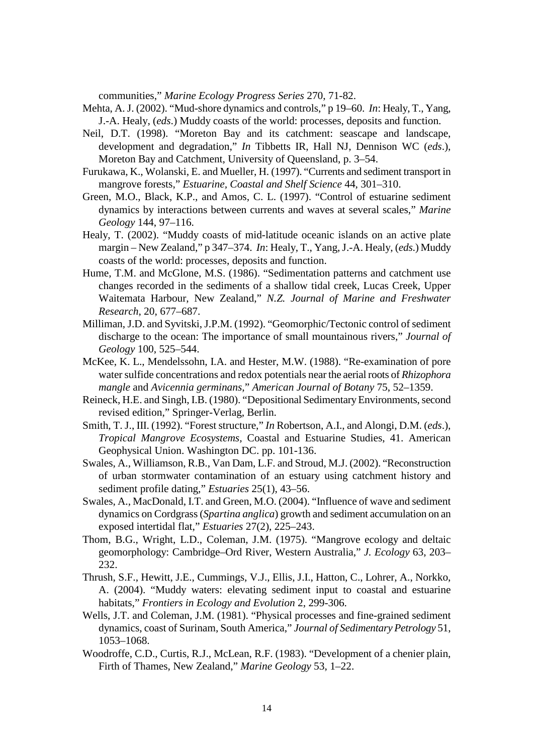communities," *Marine Ecology Progress Series* 270, 71-82.

Mehta, A. J. (2002). "Mud-shore dynamics and controls," p 19–60. *In*: Healy, T., Yang, J.-A. Healy, (*eds*.) Muddy coasts of the world: processes, deposits and function.

Neil, D.T. (1998). "Moreton Bay and its catchment: seascape and landscape, development and degradation," *In* Tibbetts IR, Hall NJ, Dennison WC (*eds*.), Moreton Bay and Catchment, University of Queensland, p. 3–54.

Furukawa, K., Wolanski, E. and Mueller, H. (1997). "Currents and sediment transport in mangrove forests," *Estuarine, Coastal and Shelf Science* 44, 301–310.

Green, M.O., Black, K.P., and Amos, C. L. (1997). "Control of estuarine sediment dynamics by interactions between currents and waves at several scales," *Marine Geology* 144, 97–116.

Healy, T. (2002). "Muddy coasts of mid-latitude oceanic islands on an active plate margin – New Zealand," p 347–374. *In*: Healy, T., Yang, J.-A. Healy, (*eds*.) Muddy coasts of the world: processes, deposits and function.

Hume, T.M. and McGlone, M.S. (1986). "Sedimentation patterns and catchment use changes recorded in the sediments of a shallow tidal creek, Lucas Creek, Upper Waitemata Harbour, New Zealand," *N.Z. Journal of Marine and Freshwater Research*, 20, 677–687.

Milliman, J.D. and Syvitski, J.P.M. (1992). "Geomorphic/Tectonic control of sediment discharge to the ocean: The importance of small mountainous rivers," *Journal of Geology* 100, 525–544.

McKee, K. L., Mendelssohn, I.A. and Hester, M.W. (1988). "Re-examination of pore water sulfide concentrations and redox potentials near the aerial roots of *Rhizophora mangle* and *Avicennia germinans*," *American Journal of Botany* 75, 52–1359.

Reineck, H.E. and Singh, I.B. (1980). "Depositional Sedimentary Environments, second revised edition," Springer-Verlag, Berlin.

Smith, T. J., III. (1992). "Forest structure," *In* Robertson, A.I., and Alongi, D.M. (*eds*.), *Tropical Mangrove Ecosystems*, Coastal and Estuarine Studies, 41. American Geophysical Union. Washington DC. pp. 101-136.

Swales, A., Williamson, R.B., Van Dam, L.F. and Stroud, M.J. (2002). "Reconstruction of urban stormwater contamination of an estuary using catchment history and sediment profile dating," *Estuaries* 25(1), 43–56.

Swales, A., MacDonald, I.T. and Green, M.O. (2004). "Influence of wave and sediment dynamics on Cordgrass (*Spartina anglica*) growth and sediment accumulation on an exposed intertidal flat," *Estuaries* 27(2), 225–243.

Thom, B.G., Wright, L.D., Coleman, J.M. (1975). "Mangrove ecology and deltaic geomorphology: Cambridge–Ord River, Western Australia," *J. Ecology* 63, 203–232.

Thrush, S.F., Hewitt, J.E., Cummings, V.J., Ellis, J.I., Hatton, C., Lohrer, A., Norkko, A. (2004). "Muddy waters: elevating sediment input to coastal and estuarine habitats," *Frontiers in Ecology and Evolution* 2, 299-306.

Wells, J.T. and Coleman, J.M. (1981). "Physical processes and fine-grained sediment dynamics, coast of Surinam, South America," *Journal of Sedimentary Petrology* 51, 1053–1068.

Woodroffe, C.D., Curtis, R.J., McLean, R.F. (1983). "Development of a chenier plain, Firth of Thames, New Zealand," *Marine Geology* 53, 1–22.